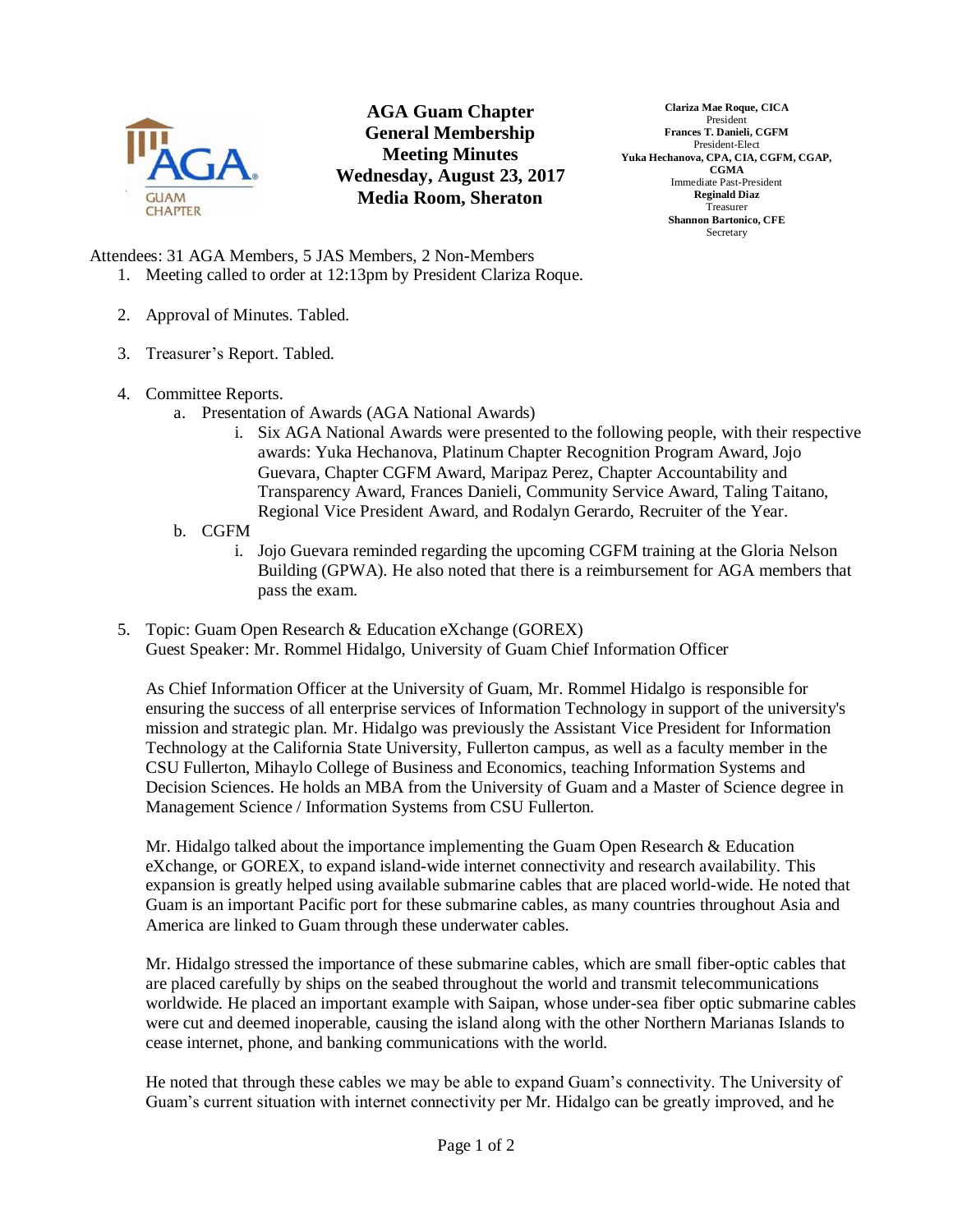# AGA Guam Chapter General Membership Meeting Minutes
**Wednesday, August 23, 2017**
**Media Room, Sheraton**

**Clariza Mae Roque, CICA**
President
**Frances T. Danieli, CGFM**
President-Elect
**Yuka Hechanova, CPA, CIA, CGFM, CGAP, CGMA**
Immediate Past-President
**Reginald Diaz**
Treasurer
**Shannon Bartonico, CFE**
Secretary

Attendees: 31 AGA Members, 5 JAS Members, 2 Non-Members

1. Meeting called to order at 12:13pm by President Clariza Roque.

2. Approval of Minutes. Tabled.

3. Treasurer's Report. Tabled.

4. Committee Reports.
   a. Presentation of Awards (AGA National Awards)
      i. Six AGA National Awards were presented to the following people, with their respective awards: Yuka Hechanova, Platinum Chapter Recognition Program Award, Jojo Guevara, Chapter CGFM Award, Maripaz Perez, Chapter Accountability and Transparency Award, Frances Danieli, Community Service Award, Taling Taitano, Regional Vice President Award, and Rodalyn Gerardo, Recruiter of the Year.
   b. CGFM
      i. Jojo Guevara reminded regarding the upcoming CGFM training at the Gloria Nelson Building (GPWA). He also noted that there is a reimbursement for AGA members that pass the exam.

5. Topic: Guam Open Research & Education eXchange (GOREX)
   Guest Speaker: Mr. Rommel Hidalgo, University of Guam Chief Information Officer

   As Chief Information Officer at the University of Guam, Mr. Rommel Hidalgo is responsible for ensuring the success of all enterprise services of Information Technology in support of the university's mission and strategic plan. Mr. Hidalgo was previously the Assistant Vice President for Information Technology at the California State University, Fullerton campus, as well as a faculty member in the CSU Fullerton, Mihaylo College of Business and Economics, teaching Information Systems and Decision Sciences. He holds an MBA from the University of Guam and a Master of Science degree in Management Science / Information Systems from CSU Fullerton.

   Mr. Hidalgo talked about the importance implementing the Guam Open Research & Education eXchange, or GOREX, to expand island-wide internet connectivity and research availability. This expansion is greatly helped using available submarine cables that are placed world-wide. He noted that Guam is an important Pacific port for these submarine cables, as many countries throughout Asia and America are linked to Guam through these underwater cables.

   Mr. Hidalgo stressed the importance of these submarine cables, which are small fiber-optic cables that are placed carefully by ships on the seabed throughout the world and transmit telecommunications worldwide. He placed an important example with Saipan, whose under-sea fiber optic submarine cables were cut and deemed inoperable, causing the island along with the other Northern Marianas Islands to cease internet, phone, and banking communications with the world.

   He noted that through these cables we may be able to expand Guam's connectivity. The University of Guam's current situation with internet connectivity per Mr. Hidalgo can be greatly improved, and he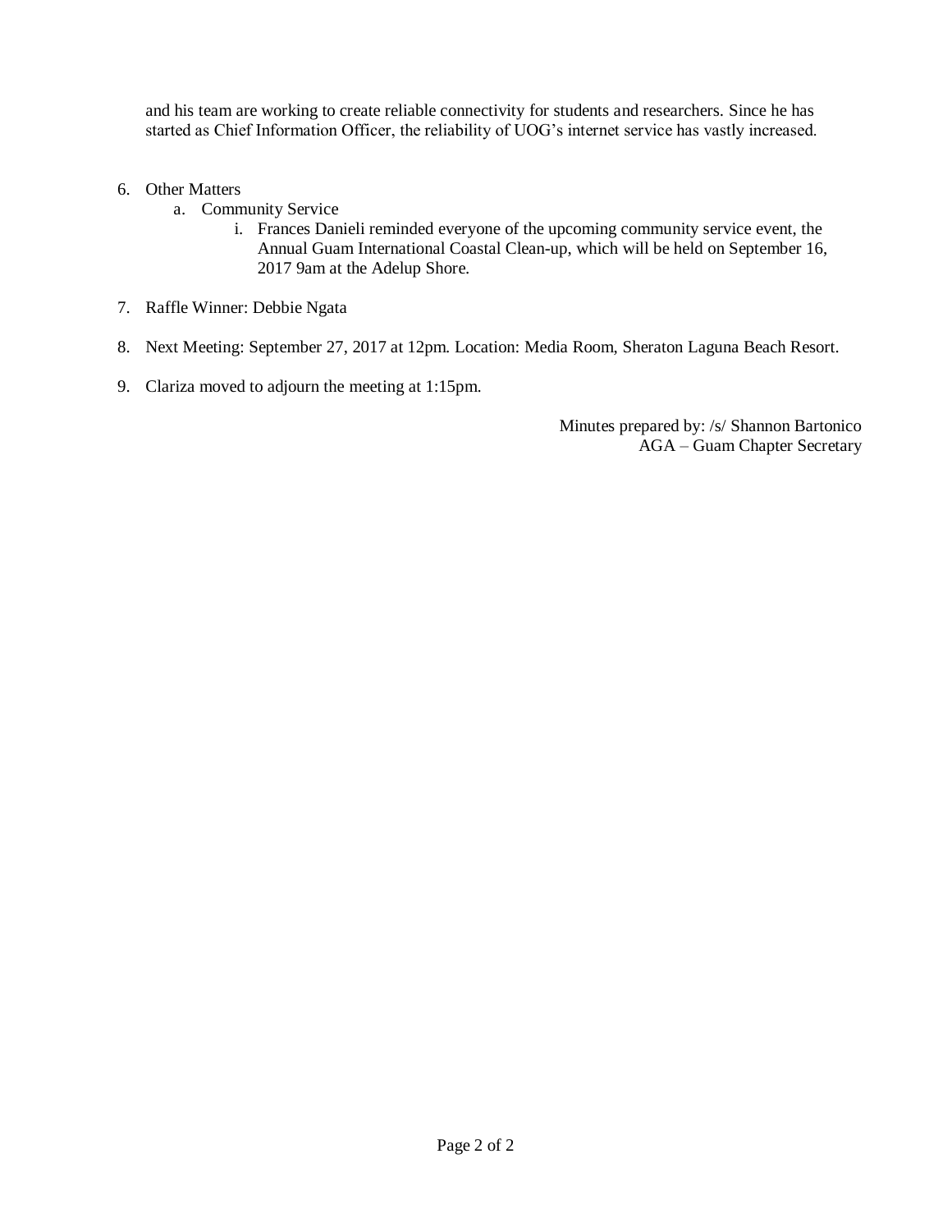and his team are working to create reliable connectivity for students and researchers. Since he has started as Chief Information Officer, the reliability of UOG's internet service has vastly increased.

6. Other Matters
   a. Community Service
      i. Frances Danieli reminded everyone of the upcoming community service event, the Annual Guam International Coastal Clean-up, which will be held on September 16, 2017 9am at the Adelup Shore.

7. Raffle Winner: Debbie Ngata

8. Next Meeting: September 27, 2017 at 12pm. Location: Media Room, Sheraton Laguna Beach Resort.

9. Clariza moved to adjourn the meeting at 1:15pm.

Minutes prepared by: /s/ Shannon Bartonico
AGA – Guam Chapter Secretary